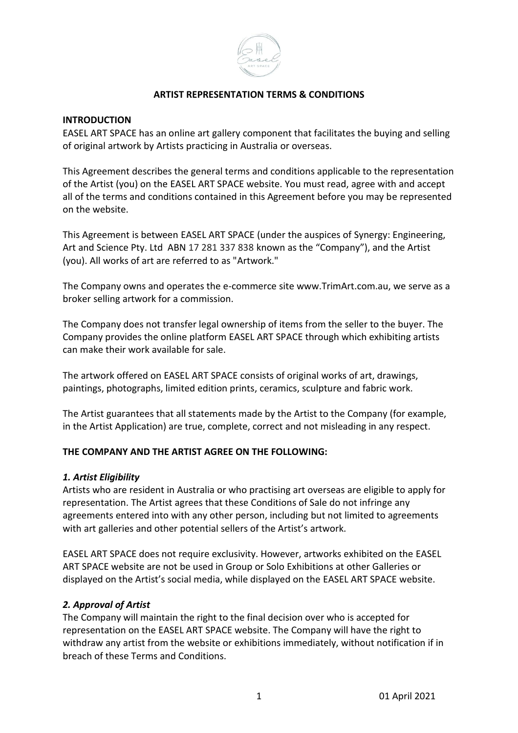# ARTIST REPRESENTATION TERMS & CONDITIONS

## INTRODUCTION

EASEL ART SPACE has an online art gallery component that facilitates the buying and selling of original artwork by Artists practicing in Australia or overseas.

This Agreement describes the general terms and conditions applicable to the representation of the Artist (you) on the EASEL ART SPACE website. You must read, agree with and accept all of the terms and conditions contained in this Agreement before you may be represented on the website.

This Agreement is between EASEL ART SPACE (under the auspices of Synergy: Engineering, Art and Science Pty. Ltd ABN 17 281 337 838 known as the "Company"), and the Artist (you). All works of art are referred to as "Artwork."

The Company owns and operates the e-commerce site www.TrimArt.com.au, we serve as a broker selling artwork for a commission.

The Company does not transfer legal ownership of items from the seller to the buyer. The Company provides the online platform EASEL ART SPACE through which exhibiting artists can make their work available for sale.

The artwork offered on EASEL ART SPACE consists of original works of art, drawings, paintings, photographs, limited edition prints, ceramics, sculpture and fabric work.

The Artist guarantees that all statements made by the Artist to the Company (for example, in the Artist Application) are true, complete, correct and not misleading in any respect.

## THE COMPANY AND THE ARTIST AGREE ON THE FOLLOWING:

### *1. Artist Eligibility*

Artists who are resident in Australia or who practising art overseas are eligible to apply for representation. The Artist agrees that these Conditions of Sale do not infringe any agreements entered into with any other person, including but not limited to agreements with art galleries and other potential sellers of the Artist's artwork.

EASEL ART SPACE does not require exclusivity. However, artworks exhibited on the EASEL ART SPACE website are not be used in Group or Solo Exhibitions at other Galleries or displayed on the Artist's social media, while displayed on the EASEL ART SPACE website.

### *2. Approval of Artist*

The Company will maintain the right to the final decision over who is accepted for representation on the EASEL ART SPACE website. The Company will have the right to withdraw any artist from the website or exhibitions immediately, without notification if in breach of these Terms and Conditions.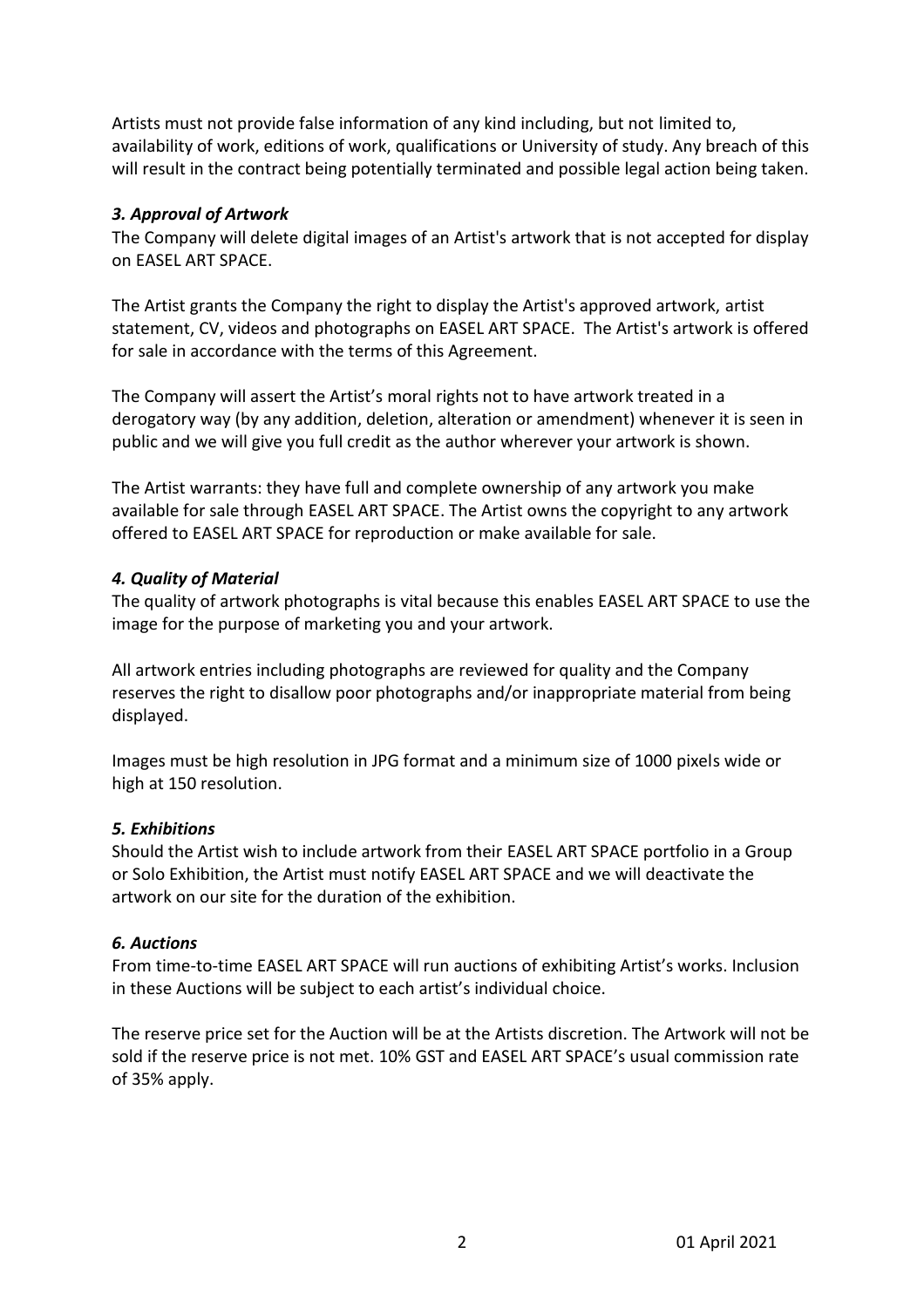Artists must not provide false information of any kind including, but not limited to, availability of work, editions of work, qualifications or University of study. Any breach of this will result in the contract being potentially terminated and possible legal action being taken.

### *3. Approval of Artwork*

The Company will delete digital images of an Artist's artwork that is not accepted for display on EASEL ART SPACE.

The Artist grants the Company the right to display the Artist's approved artwork, artist statement, CV, videos and photographs on EASEL ART SPACE. The Artist's artwork is offered for sale in accordance with the terms of this Agreement.

The Company will assert the Artist's moral rights not to have artwork treated in a derogatory way (by any addition, deletion, alteration or amendment) whenever it is seen in public and we will give you full credit as the author wherever your artwork is shown.

The Artist warrants: they have full and complete ownership of any artwork you make available for sale through EASEL ART SPACE. The Artist owns the copyright to any artwork offered to EASEL ART SPACE for reproduction or make available for sale.

### *4. Quality of Material*

The quality of artwork photographs is vital because this enables EASEL ART SPACE to use the image for the purpose of marketing you and your artwork.

All artwork entries including photographs are reviewed for quality and the Company reserves the right to disallow poor photographs and/or inappropriate material from being displayed.

Images must be high resolution in JPG format and a minimum size of 1000 pixels wide or high at 150 resolution.

### *5. Exhibitions*

Should the Artist wish to include artwork from their EASEL ART SPACE portfolio in a Group or Solo Exhibition, the Artist must notify EASEL ART SPACE and we will deactivate the artwork on our site for the duration of the exhibition.

### *6. Auctions*

From time-to-time EASEL ART SPACE will run auctions of exhibiting Artist's works. Inclusion in these Auctions will be subject to each artist's individual choice.

The reserve price set for the Auction will be at the Artists discretion. The Artwork will not be sold if the reserve price is not met. 10% GST and EASEL ART SPACE's usual commission rate of 35% apply.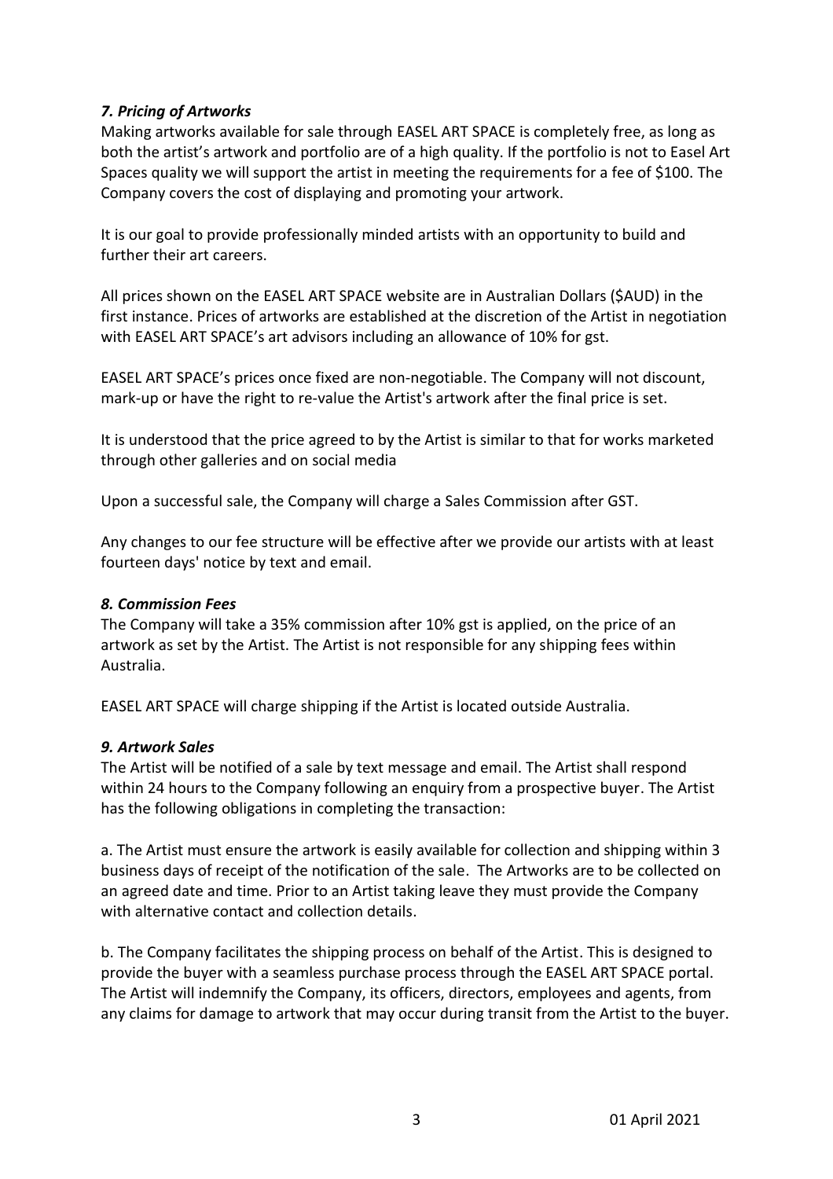### *7. Pricing of Artworks*

Making artworks available for sale through EASEL ART SPACE is completely free, as long as both the artist's artwork and portfolio are of a high quality. If the portfolio is not to Easel Art Spaces quality we will support the artist in meeting the requirements for a fee of $100. The Company covers the cost of displaying and promoting your artwork.

It is our goal to provide professionally minded artists with an opportunity to build and further their art careers.

All prices shown on the EASEL ART SPACE website are in Australian Dollars ($AUD) in the first instance. Prices of artworks are established at the discretion of the Artist in negotiation with EASEL ART SPACE's art advisors including an allowance of 10% for gst.

EASEL ART SPACE's prices once fixed are non-negotiable. The Company will not discount, mark-up or have the right to re-value the Artist's artwork after the final price is set.

It is understood that the price agreed to by the Artist is similar to that for works marketed through other galleries and on social media

Upon a successful sale, the Company will charge a Sales Commission after GST.

Any changes to our fee structure will be effective after we provide our artists with at least fourteen days' notice by text and email.

### *8. Commission Fees*

The Company will take a 35% commission after 10% gst is applied, on the price of an artwork as set by the Artist. The Artist is not responsible for any shipping fees within Australia.

EASEL ART SPACE will charge shipping if the Artist is located outside Australia.

### *9. Artwork Sales*

The Artist will be notified of a sale by text message and email. The Artist shall respond within 24 hours to the Company following an enquiry from a prospective buyer. The Artist has the following obligations in completing the transaction:

a. The Artist must ensure the artwork is easily available for collection and shipping within 3 business days of receipt of the notification of the sale. The Artworks are to be collected on an agreed date and time. Prior to an Artist taking leave they must provide the Company with alternative contact and collection details.

b. The Company facilitates the shipping process on behalf of the Artist. This is designed to provide the buyer with a seamless purchase process through the EASEL ART SPACE portal. The Artist will indemnify the Company, its officers, directors, employees and agents, from any claims for damage to artwork that may occur during transit from the Artist to the buyer.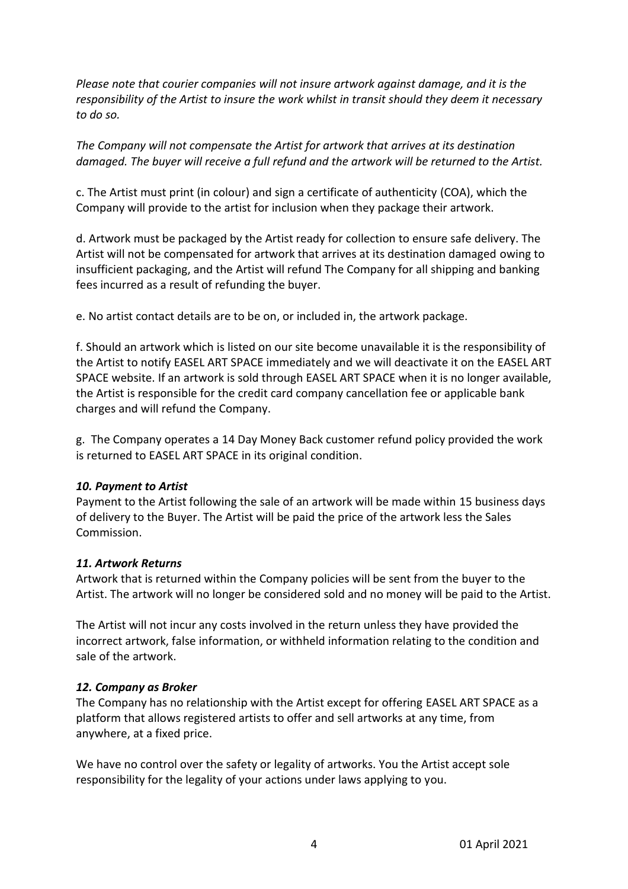*Please note that courier companies will not insure artwork against damage, and it is the responsibility of the Artist to insure the work whilst in transit should they deem it necessary to do so.*

*The Company will not compensate the Artist for artwork that arrives at its destination damaged. The buyer will receive a full refund and the artwork will be returned to the Artist.*

c. The Artist must print (in colour) and sign a certificate of authenticity (COA), which the Company will provide to the artist for inclusion when they package their artwork.

d. Artwork must be packaged by the Artist ready for collection to ensure safe delivery. The Artist will not be compensated for artwork that arrives at its destination damaged owing to insufficient packaging, and the Artist will refund The Company for all shipping and banking fees incurred as a result of refunding the buyer.

e. No artist contact details are to be on, or included in, the artwork package.

f. Should an artwork which is listed on our site become unavailable it is the responsibility of the Artist to notify EASEL ART SPACE immediately and we will deactivate it on the EASEL ART SPACE website. If an artwork is sold through EASEL ART SPACE when it is no longer available, the Artist is responsible for the credit card company cancellation fee or applicable bank charges and will refund the Company.

g. The Company operates a 14 Day Money Back customer refund policy provided the work is returned to EASEL ART SPACE in its original condition.

### *10. Payment to Artist*

Payment to the Artist following the sale of an artwork will be made within 15 business days of delivery to the Buyer. The Artist will be paid the price of the artwork less the Sales Commission.

### *11. Artwork Returns*

Artwork that is returned within the Company policies will be sent from the buyer to the Artist. The artwork will no longer be considered sold and no money will be paid to the Artist.

The Artist will not incur any costs involved in the return unless they have provided the incorrect artwork, false information, or withheld information relating to the condition and sale of the artwork.

### *12. Company as Broker*

The Company has no relationship with the Artist except for offering EASEL ART SPACE as a platform that allows registered artists to offer and sell artworks at any time, from anywhere, at a fixed price.

We have no control over the safety or legality of artworks. You the Artist accept sole responsibility for the legality of your actions under laws applying to you.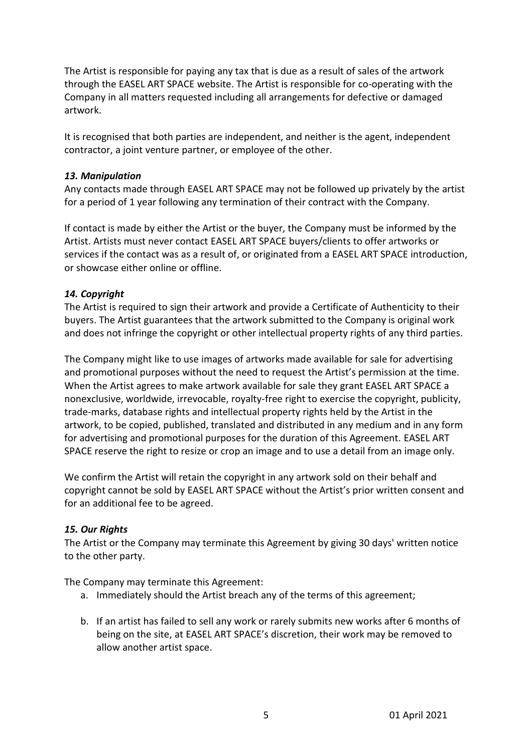The Artist is responsible for paying any tax that is due as a result of sales of the artwork through the EASEL ART SPACE website. The Artist is responsible for co-operating with the Company in all matters requested including all arrangements for defective or damaged artwork.

It is recognised that both parties are independent, and neither is the agent, independent contractor, a joint venture partner, or employee of the other.

### *13. Manipulation*

Any contacts made through EASEL ART SPACE may not be followed up privately by the artist for a period of 1 year following any termination of their contract with the Company.

If contact is made by either the Artist or the buyer, the Company must be informed by the Artist. Artists must never contact EASEL ART SPACE buyers/clients to offer artworks or services if the contact was as a result of, or originated from a EASEL ART SPACE introduction, or showcase either online or offline.

### *14. Copyright*

The Artist is required to sign their artwork and provide a Certificate of Authenticity to their buyers. The Artist guarantees that the artwork submitted to the Company is original work and does not infringe the copyright or other intellectual property rights of any third parties.

The Company might like to use images of artworks made available for sale for advertising and promotional purposes without the need to request the Artist's permission at the time. When the Artist agrees to make artwork available for sale they grant EASEL ART SPACE a nonexclusive, worldwide, irrevocable, royalty-free right to exercise the copyright, publicity, trade-marks, database rights and intellectual property rights held by the Artist in the artwork, to be copied, published, translated and distributed in any medium and in any form for advertising and promotional purposes for the duration of this Agreement. EASEL ART SPACE reserve the right to resize or crop an image and to use a detail from an image only.

We confirm the Artist will retain the copyright in any artwork sold on their behalf and copyright cannot be sold by EASEL ART SPACE without the Artist's prior written consent and for an additional fee to be agreed.

### *15. Our Rights*

The Artist or the Company may terminate this Agreement by giving 30 days' written notice to the other party.

The Company may terminate this Agreement:

a. Immediately should the Artist breach any of the terms of this agreement;

b. If an artist has failed to sell any work or rarely submits new works after 6 months of being on the site, at EASEL ART SPACE's discretion, their work may be removed to allow another artist space.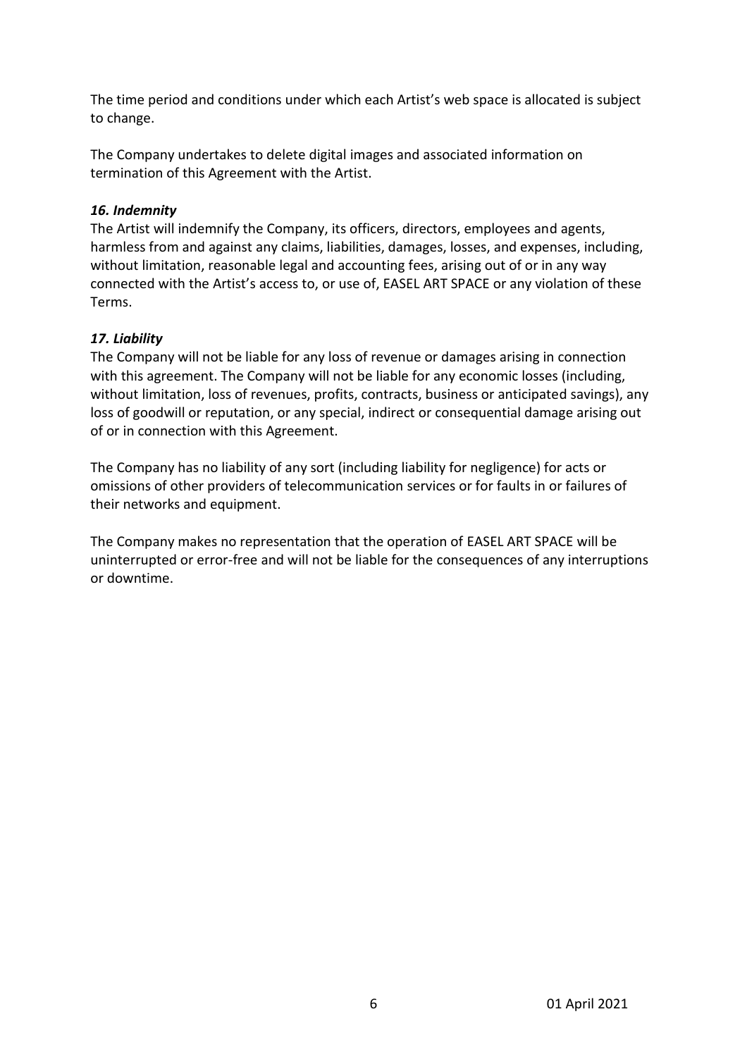The time period and conditions under which each Artist's web space is allocated is subject to change.

The Company undertakes to delete digital images and associated information on termination of this Agreement with the Artist.

***16. Indemnity***

The Artist will indemnify the Company, its officers, directors, employees and agents, harmless from and against any claims, liabilities, damages, losses, and expenses, including, without limitation, reasonable legal and accounting fees, arising out of or in any way connected with the Artist's access to, or use of, EASEL ART SPACE or any violation of these Terms.

***17. Liability***

The Company will not be liable for any loss of revenue or damages arising in connection with this agreement. The Company will not be liable for any economic losses (including, without limitation, loss of revenues, profits, contracts, business or anticipated savings), any loss of goodwill or reputation, or any special, indirect or consequential damage arising out of or in connection with this Agreement.

The Company has no liability of any sort (including liability for negligence) for acts or omissions of other providers of telecommunication services or for faults in or failures of their networks and equipment.

The Company makes no representation that the operation of EASEL ART SPACE will be uninterrupted or error-free and will not be liable for the consequences of any interruptions or downtime.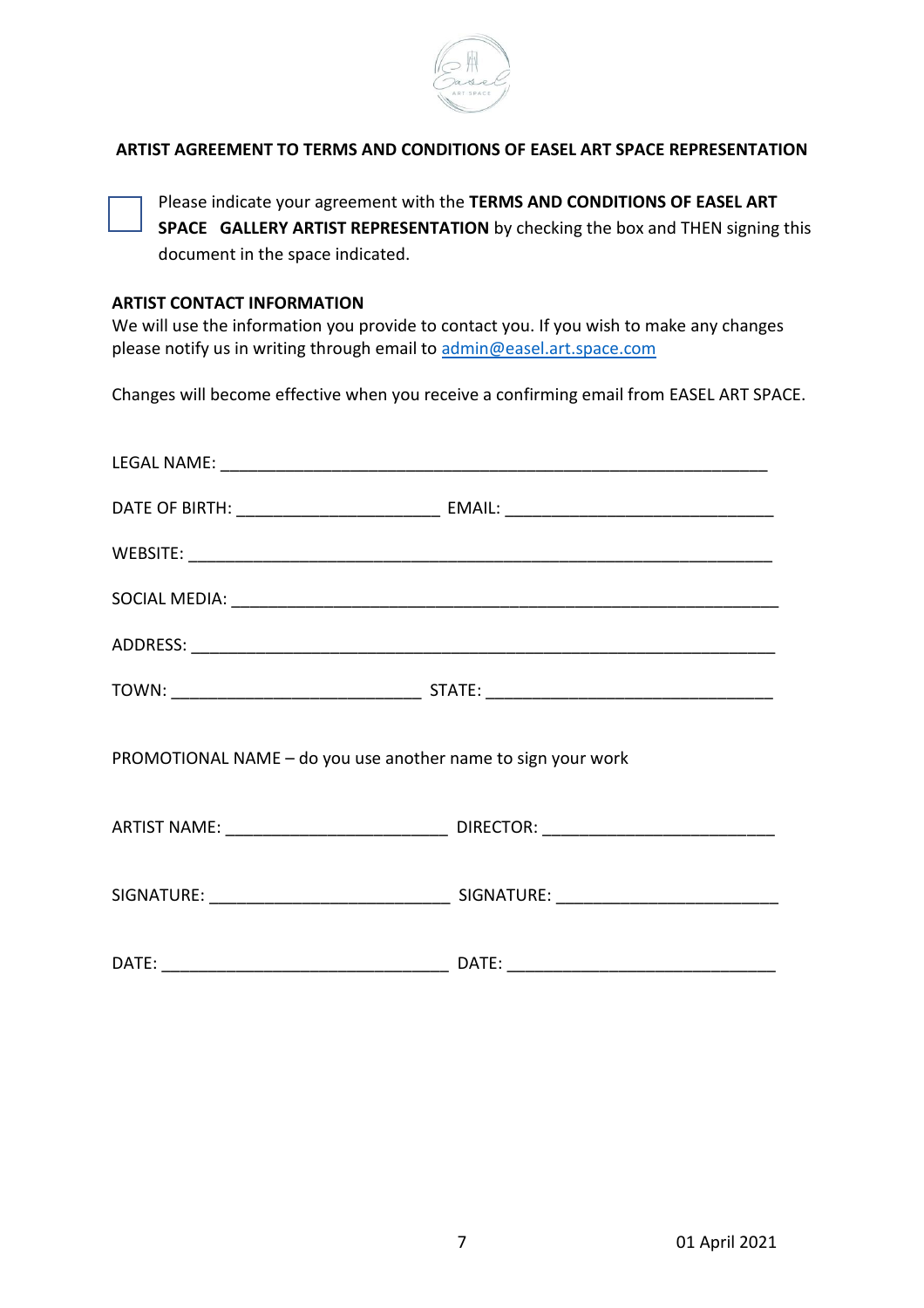**ARTIST AGREEMENT TO TERMS AND CONDITIONS OF EASEL ART SPACE REPRESENTATION**

☐ Please indicate your agreement with the **TERMS AND CONDITIONS OF EASEL ART SPACE GALLERY ARTIST REPRESENTATION** by checking the box and THEN signing this document in the space indicated.

**ARTIST CONTACT INFORMATION**

We will use the information you provide to contact you. If you wish to make any changes please notify us in writing through email to admin@easel.art.space.com

Changes will become effective when you receive a confirming email from EASEL ART SPACE.

LEGAL NAME: ______________________________________________________________

DATE OF BIRTH: ______________________ EMAIL: _____________________________

WEBSITE: _________________________________________________________________

SOCIAL MEDIA: ____________________________________________________________

ADDRESS: _________________________________________________________________

TOWN: ___________________________ STATE: _______________________________

PROMOTIONAL NAME – do you use another name to sign your work

ARTIST NAME: _______________________ DIRECTOR: _________________________

SIGNATURE: _________________________ SIGNATURE: ________________________

DATE: ______________________________ DATE: _____________________________

01 April 2021